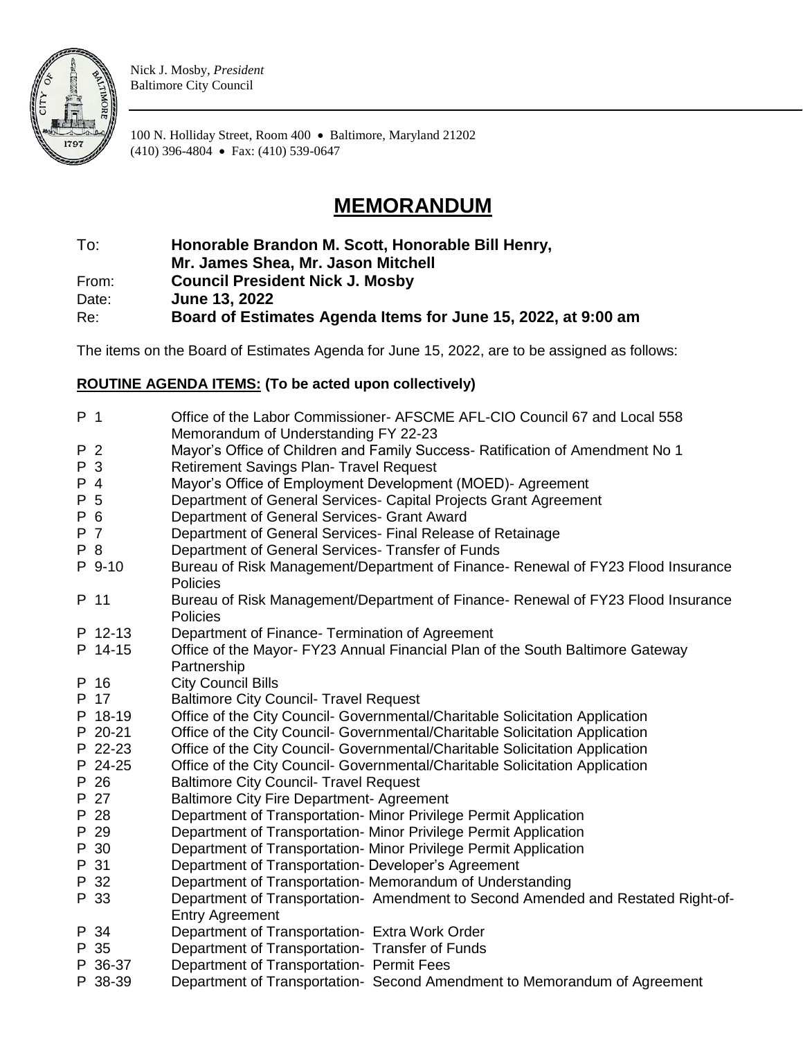Nick J. Mosby, *President*
Baltimore City Council

100 N. Holliday Street, Room 400 • Baltimore, Maryland 21202
(410) 396-4804 • Fax: (410) 539-0647

# MEMORANDUM

To: **Honorable Brandon M. Scott, Honorable Bill Henry, Mr. James Shea, Mr. Jason Mitchell**
From: **Council President Nick J. Mosby**
Date: **June 13, 2022**
Re: **Board of Estimates Agenda Items for June 15, 2022, at 9:00 am**

The items on the Board of Estimates Agenda for June 15, 2022, are to be assigned as follows:

**ROUTINE AGENDA ITEMS: (To be acted upon collectively)**

| | |
|---|---|
| P 1 | Office of the Labor Commissioner- AFSCME AFL-CIO Council 67 and Local 558 Memorandum of Understanding FY 22-23 |
| P 2 | Mayor's Office of Children and Family Success- Ratification of Amendment No 1 |
| P 3 | Retirement Savings Plan- Travel Request |
| P 4 | Mayor's Office of Employment Development (MOED)- Agreement |
| P 5 | Department of General Services- Capital Projects Grant Agreement |
| P 6 | Department of General Services- Grant Award |
| P 7 | Department of General Services- Final Release of Retainage |
| P 8 | Department of General Services- Transfer of Funds |
| P 9-10 | Bureau of Risk Management/Department of Finance- Renewal of FY23 Flood Insurance Policies |
| P 11 | Bureau of Risk Management/Department of Finance- Renewal of FY23 Flood Insurance Policies |
| P 12-13 | Department of Finance- Termination of Agreement |
| P 14-15 | Office of the Mayor- FY23 Annual Financial Plan of the South Baltimore Gateway Partnership |
| P 16 | City Council Bills |
| P 17 | Baltimore City Council- Travel Request |
| P 18-19 | Office of the City Council- Governmental/Charitable Solicitation Application |
| P 20-21 | Office of the City Council- Governmental/Charitable Solicitation Application |
| P 22-23 | Office of the City Council- Governmental/Charitable Solicitation Application |
| P 24-25 | Office of the City Council- Governmental/Charitable Solicitation Application |
| P 26 | Baltimore City Council- Travel Request |
| P 27 | Baltimore City Fire Department- Agreement |
| P 28 | Department of Transportation- Minor Privilege Permit Application |
| P 29 | Department of Transportation- Minor Privilege Permit Application |
| P 30 | Department of Transportation- Minor Privilege Permit Application |
| P 31 | Department of Transportation- Developer's Agreement |
| P 32 | Department of Transportation- Memorandum of Understanding |
| P 33 | Department of Transportation- Amendment to Second Amended and Restated Right-of-Entry Agreement |
| P 34 | Department of Transportation- Extra Work Order |
| P 35 | Department of Transportation- Transfer of Funds |
| P 36-37 | Department of Transportation- Permit Fees |
| P 38-39 | Department of Transportation- Second Amendment to Memorandum of Agreement |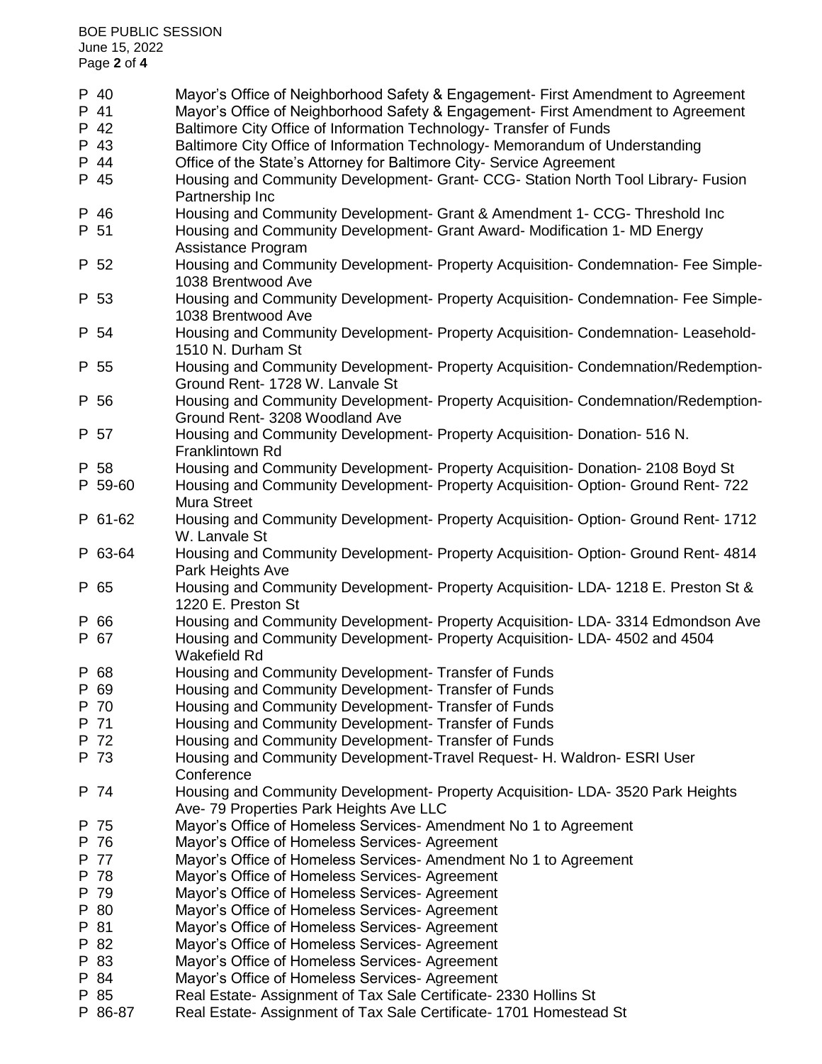| | |
|---|---|
| P 40 | Mayor's Office of Neighborhood Safety & Engagement- First Amendment to Agreement |
| P 41 | Mayor's Office of Neighborhood Safety & Engagement- First Amendment to Agreement |
| P 42 | Baltimore City Office of Information Technology- Transfer of Funds |
| P 43 | Baltimore City Office of Information Technology- Memorandum of Understanding |
| P 44 | Office of the State's Attorney for Baltimore City- Service Agreement |
| P 45 | Housing and Community Development- Grant- CCG- Station North Tool Library- Fusion Partnership Inc |
| P 46 | Housing and Community Development- Grant & Amendment 1- CCG- Threshold Inc |
| P 51 | Housing and Community Development- Grant Award- Modification 1- MD Energy Assistance Program |
| P 52 | Housing and Community Development- Property Acquisition- Condemnation- Fee Simple- 1038 Brentwood Ave |
| P 53 | Housing and Community Development- Property Acquisition- Condemnation- Fee Simple- 1038 Brentwood Ave |
| P 54 | Housing and Community Development- Property Acquisition- Condemnation- Leasehold- 1510 N. Durham St |
| P 55 | Housing and Community Development- Property Acquisition- Condemnation/Redemption- Ground Rent- 1728 W. Lanvale St |
| P 56 | Housing and Community Development- Property Acquisition- Condemnation/Redemption- Ground Rent- 3208 Woodland Ave |
| P 57 | Housing and Community Development- Property Acquisition- Donation- 516 N. Franklintown Rd |
| P 58 | Housing and Community Development- Property Acquisition- Donation- 2108 Boyd St |
| P 59-60 | Housing and Community Development- Property Acquisition- Option- Ground Rent- 722 Mura Street |
| P 61-62 | Housing and Community Development- Property Acquisition- Option- Ground Rent- 1712 W. Lanvale St |
| P 63-64 | Housing and Community Development- Property Acquisition- Option- Ground Rent- 4814 Park Heights Ave |
| P 65 | Housing and Community Development- Property Acquisition- LDA- 1218 E. Preston St & 1220 E. Preston St |
| P 66 | Housing and Community Development- Property Acquisition- LDA- 3314 Edmondson Ave |
| P 67 | Housing and Community Development- Property Acquisition- LDA- 4502 and 4504 Wakefield Rd |
| P 68 | Housing and Community Development- Transfer of Funds |
| P 69 | Housing and Community Development- Transfer of Funds |
| P 70 | Housing and Community Development- Transfer of Funds |
| P 71 | Housing and Community Development- Transfer of Funds |
| P 72 | Housing and Community Development- Transfer of Funds |
| P 73 | Housing and Community Development-Travel Request- H. Waldron- ESRI User Conference |
| P 74 | Housing and Community Development- Property Acquisition- LDA- 3520 Park Heights Ave- 79 Properties Park Heights Ave LLC |
| P 75 | Mayor's Office of Homeless Services- Amendment No 1 to Agreement |
| P 76 | Mayor's Office of Homeless Services- Agreement |
| P 77 | Mayor's Office of Homeless Services- Amendment No 1 to Agreement |
| P 78 | Mayor's Office of Homeless Services- Agreement |
| P 79 | Mayor's Office of Homeless Services- Agreement |
| P 80 | Mayor's Office of Homeless Services- Agreement |
| P 81 | Mayor's Office of Homeless Services- Agreement |
| P 82 | Mayor's Office of Homeless Services- Agreement |
| P 83 | Mayor's Office of Homeless Services- Agreement |
| P 84 | Mayor's Office of Homeless Services- Agreement |
| P 85 | Real Estate- Assignment of Tax Sale Certificate- 2330 Hollins St |
| P 86-87 | Real Estate- Assignment of Tax Sale Certificate- 1701 Homestead St |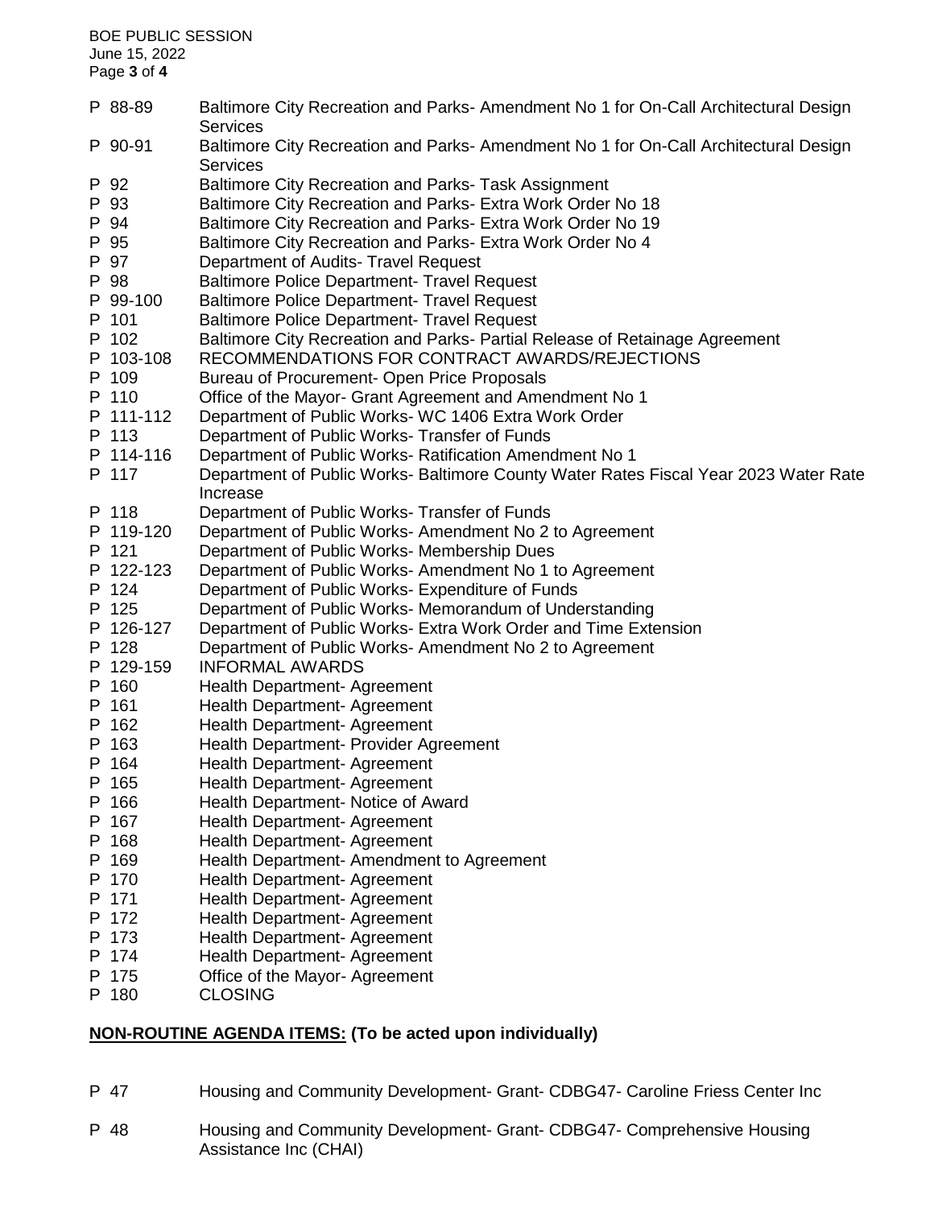| | |
|---|---|
| P 88-89 | Baltimore City Recreation and Parks- Amendment No 1 for On-Call Architectural Design Services |
| P 90-91 | Baltimore City Recreation and Parks- Amendment No 1 for On-Call Architectural Design Services |
| P 92 | Baltimore City Recreation and Parks- Task Assignment |
| P 93 | Baltimore City Recreation and Parks- Extra Work Order No 18 |
| P 94 | Baltimore City Recreation and Parks- Extra Work Order No 19 |
| P 95 | Baltimore City Recreation and Parks- Extra Work Order No 4 |
| P 97 | Department of Audits- Travel Request |
| P 98 | Baltimore Police Department- Travel Request |
| P 99-100 | Baltimore Police Department- Travel Request |
| P 101 | Baltimore Police Department- Travel Request |
| P 102 | Baltimore City Recreation and Parks- Partial Release of Retainage Agreement |
| P 103-108 | RECOMMENDATIONS FOR CONTRACT AWARDS/REJECTIONS |
| P 109 | Bureau of Procurement- Open Price Proposals |
| P 110 | Office of the Mayor- Grant Agreement and Amendment No 1 |
| P 111-112 | Department of Public Works- WC 1406 Extra Work Order |
| P 113 | Department of Public Works- Transfer of Funds |
| P 114-116 | Department of Public Works- Ratification Amendment No 1 |
| P 117 | Department of Public Works- Baltimore County Water Rates Fiscal Year 2023 Water Rate Increase |
| P 118 | Department of Public Works- Transfer of Funds |
| P 119-120 | Department of Public Works- Amendment No 2 to Agreement |
| P 121 | Department of Public Works- Membership Dues |
| P 122-123 | Department of Public Works- Amendment No 1 to Agreement |
| P 124 | Department of Public Works- Expenditure of Funds |
| P 125 | Department of Public Works- Memorandum of Understanding |
| P 126-127 | Department of Public Works- Extra Work Order and Time Extension |
| P 128 | Department of Public Works- Amendment No 2 to Agreement |
| P 129-159 | INFORMAL AWARDS |
| P 160 | Health Department- Agreement |
| P 161 | Health Department- Agreement |
| P 162 | Health Department- Agreement |
| P 163 | Health Department- Provider Agreement |
| P 164 | Health Department- Agreement |
| P 165 | Health Department- Agreement |
| P 166 | Health Department- Notice of Award |
| P 167 | Health Department- Agreement |
| P 168 | Health Department- Agreement |
| P 169 | Health Department- Amendment to Agreement |
| P 170 | Health Department- Agreement |
| P 171 | Health Department- Agreement |
| P 172 | Health Department- Agreement |
| P 173 | Health Department- Agreement |
| P 174 | Health Department- Agreement |
| P 175 | Office of the Mayor- Agreement |
| P 180 | CLOSING |

## **NON-ROUTINE AGENDA ITEMS: (To be acted upon individually)**

| | |
|---|---|
| P 47 | Housing and Community Development- Grant- CDBG47- Caroline Friess Center Inc |
| P 48 | Housing and Community Development- Grant- CDBG47- Comprehensive Housing Assistance Inc (CHAI) |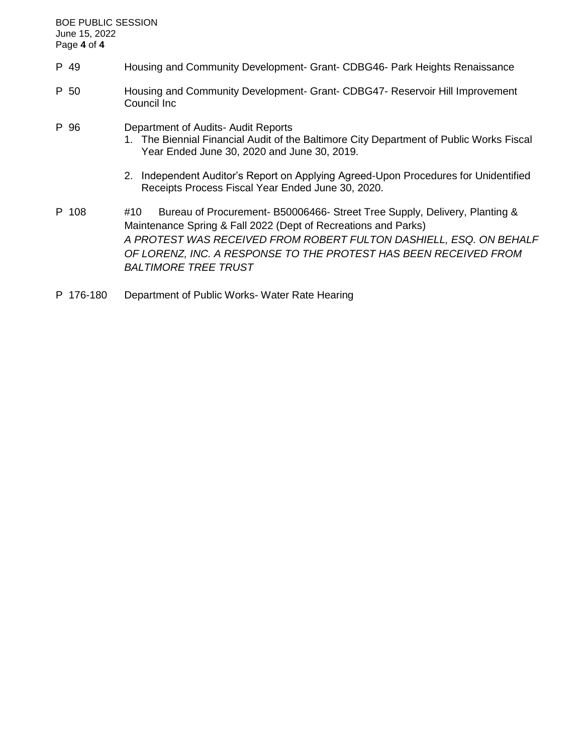P 49 Housing and Community Development- Grant- CDBG46- Park Heights Renaissance

P 50 Housing and Community Development- Grant- CDBG47- Reservoir Hill Improvement Council Inc

P 96 Department of Audits- Audit Reports

1. The Biennial Financial Audit of the Baltimore City Department of Public Works Fiscal Year Ended June 30, 2020 and June 30, 2019.

2. Independent Auditor's Report on Applying Agreed-Upon Procedures for Unidentified Receipts Process Fiscal Year Ended June 30, 2020.

P 108 #10 Bureau of Procurement- B50006466- Street Tree Supply, Delivery, Planting & Maintenance Spring & Fall 2022 (Dept of Recreations and Parks)
*A PROTEST WAS RECEIVED FROM ROBERT FULTON DASHIELL, ESQ. ON BEHALF OF LORENZ, INC. A RESPONSE TO THE PROTEST HAS BEEN RECEIVED FROM BALTIMORE TREE TRUST*

P 176-180 Department of Public Works- Water Rate Hearing